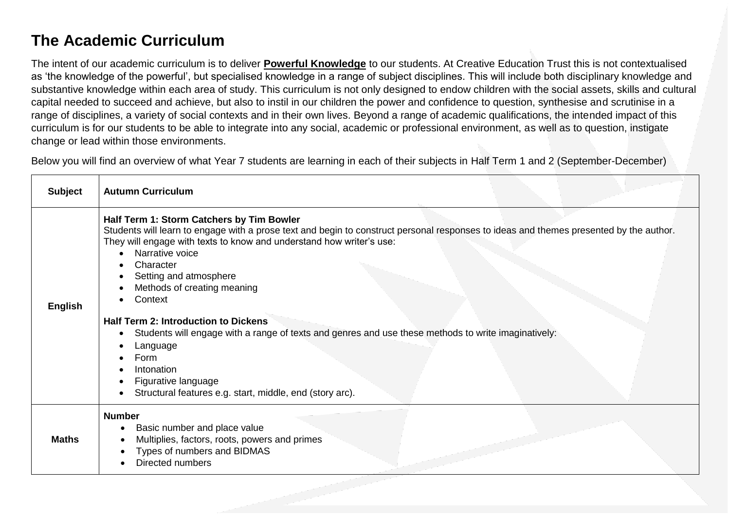# The Academic Curriculum

The intent of our academic curriculum is to deliver **Powerful Knowledge** to our students. At Creative Education Trust this is not contextualised as 'the knowledge of the powerful', but specialised knowledge in a range of subject disciplines. This will include both disciplinary knowledge and substantive knowledge within each area of study. This curriculum is not only designed to endow children with the social assets, skills and cultural capital needed to succeed and achieve, but also to instil in our children the power and confidence to question, synthesise and scrutinise in a range of disciplines, a variety of social contexts and in their own lives. Beyond a range of academic qualifications, the intended impact of this curriculum is for our students to be able to integrate into any social, academic or professional environment, as well as to question, instigate change or lead within those environments.

Below you will find an overview of what Year 7 students are learning in each of their subjects in Half Term 1 and 2 (September-December)

| Subject | Autumn Curriculum |
|---|---|
| **English** | **Half Term 1: Storm Catchers by Tim Bowler**<br>Students will learn to engage with a prose text and begin to construct personal responses to ideas and themes presented by the author. They will engage with texts to know and understand how writer's use:<br>• Narrative voice<br>• Character<br>• Setting and atmosphere<br>• Methods of creating meaning<br>• Context<br><br>**Half Term 2: Introduction to Dickens**<br>• Students will engage with a range of texts and genres and use these methods to write imaginatively:<br>• Language<br>• Form<br>• Intonation<br>• Figurative language<br>• Structural features e.g. start, middle, end (story arc). |
| **Maths** | **Number**<br>• Basic number and place value<br>• Multiplies, factors, roots, powers and primes<br>• Types of numbers and BIDMAS<br>• Directed numbers |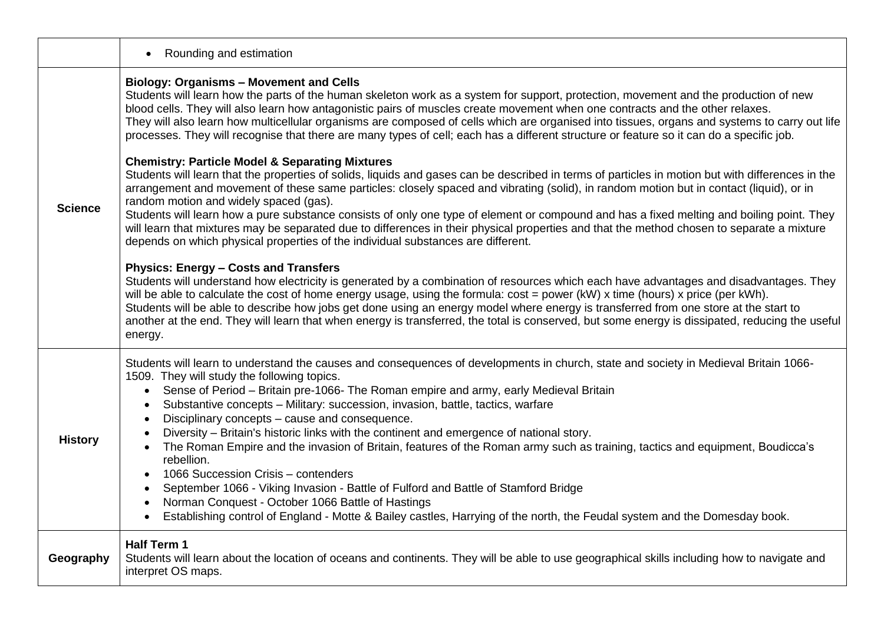| | |
|---|---|
| | • Rounding and estimation |
| **Science** | **Biology: Organisms – Movement and Cells**<br>Students will learn how the parts of the human skeleton work as a system for support, protection, movement and the production of new blood cells. They will also learn how antagonistic pairs of muscles create movement when one contracts and the other relaxes.<br>They will also learn how multicellular organisms are composed of cells which are organised into tissues, organs and systems to carry out life processes. They will recognise that there are many types of cell; each has a different structure or feature so it can do a specific job.<br><br>**Chemistry: Particle Model & Separating Mixtures**<br>Students will learn that the properties of solids, liquids and gases can be described in terms of particles in motion but with differences in the arrangement and movement of these same particles: closely spaced and vibrating (solid), in random motion but in contact (liquid), or in random motion and widely spaced (gas).<br>Students will learn how a pure substance consists of only one type of element or compound and has a fixed melting and boiling point. They will learn that mixtures may be separated due to differences in their physical properties and that the method chosen to separate a mixture depends on which physical properties of the individual substances are different.<br><br>**Physics: Energy – Costs and Transfers**<br>Students will understand how electricity is generated by a combination of resources which each have advantages and disadvantages. They will be able to calculate the cost of home energy usage, using the formula: cost = power (kW) x time (hours) x price (per kWh).<br>Students will be able to describe how jobs get done using an energy model where energy is transferred from one store at the start to another at the end. They will learn that when energy is transferred, the total is conserved, but some energy is dissipated, reducing the useful energy. |
| **History** | Students will learn to understand the causes and consequences of developments in church, state and society in Medieval Britain 1066-1509. They will study the following topics.<br>• Sense of Period – Britain pre-1066- The Roman empire and army, early Medieval Britain<br>• Substantive concepts – Military: succession, invasion, battle, tactics, warfare<br>• Disciplinary concepts – cause and consequence.<br>• Diversity – Britain's historic links with the continent and emergence of national story.<br>• The Roman Empire and the invasion of Britain, features of the Roman army such as training, tactics and equipment, Boudicca's rebellion.<br>• 1066 Succession Crisis – contenders<br>• September 1066 - Viking Invasion - Battle of Fulford and Battle of Stamford Bridge<br>• Norman Conquest - October 1066 Battle of Hastings<br>• Establishing control of England - Motte & Bailey castles, Harrying of the north, the Feudal system and the Domesday book. |
| **Geography** | **Half Term 1**<br>Students will learn about the location of oceans and continents. They will be able to use geographical skills including how to navigate and interpret OS maps. |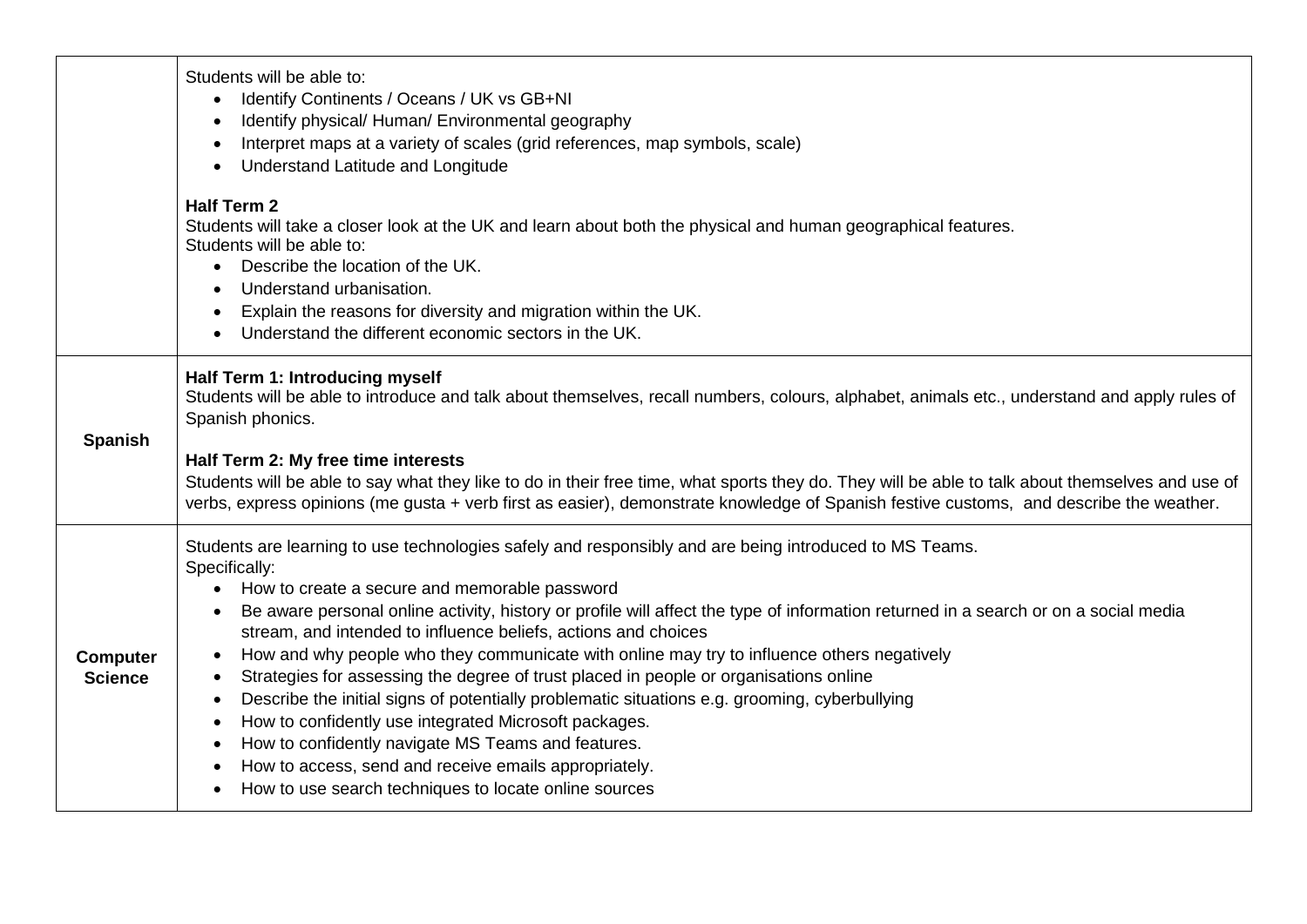| | |
|---|---|
| | Students will be able to:<br>• Identify Continents / Oceans / UK vs GB+NI<br>• Identify physical/ Human/ Environmental geography<br>• Interpret maps at a variety of scales (grid references, map symbols, scale)<br>• Understand Latitude and Longitude<br><br>**Half Term 2**<br>Students will take a closer look at the UK and learn about both the physical and human geographical features.<br>Students will be able to:<br>• Describe the location of the UK.<br>• Understand urbanisation.<br>• Explain the reasons for diversity and migration within the UK.<br>• Understand the different economic sectors in the UK. |
| **Spanish** | **Half Term 1: Introducing myself**<br>Students will be able to introduce and talk about themselves, recall numbers, colours, alphabet, animals etc., understand and apply rules of Spanish phonics.<br><br>**Half Term 2: My free time interests**<br>Students will be able to say what they like to do in their free time, what sports they do. They will be able to talk about themselves and use of verbs, express opinions (me gusta + verb first as easier), demonstrate knowledge of Spanish festive customs, and describe the weather. |
| **Computer Science** | Students are learning to use technologies safely and responsibly and are being introduced to MS Teams.<br>Specifically:<br>• How to create a secure and memorable password<br>• Be aware personal online activity, history or profile will affect the type of information returned in a search or on a social media stream, and intended to influence beliefs, actions and choices<br>• How and why people who they communicate with online may try to influence others negatively<br>• Strategies for assessing the degree of trust placed in people or organisations online<br>• Describe the initial signs of potentially problematic situations e.g. grooming, cyberbullying<br>• How to confidently use integrated Microsoft packages.<br>• How to confidently navigate MS Teams and features.<br>• How to access, send and receive emails appropriately.<br>• How to use search techniques to locate online sources |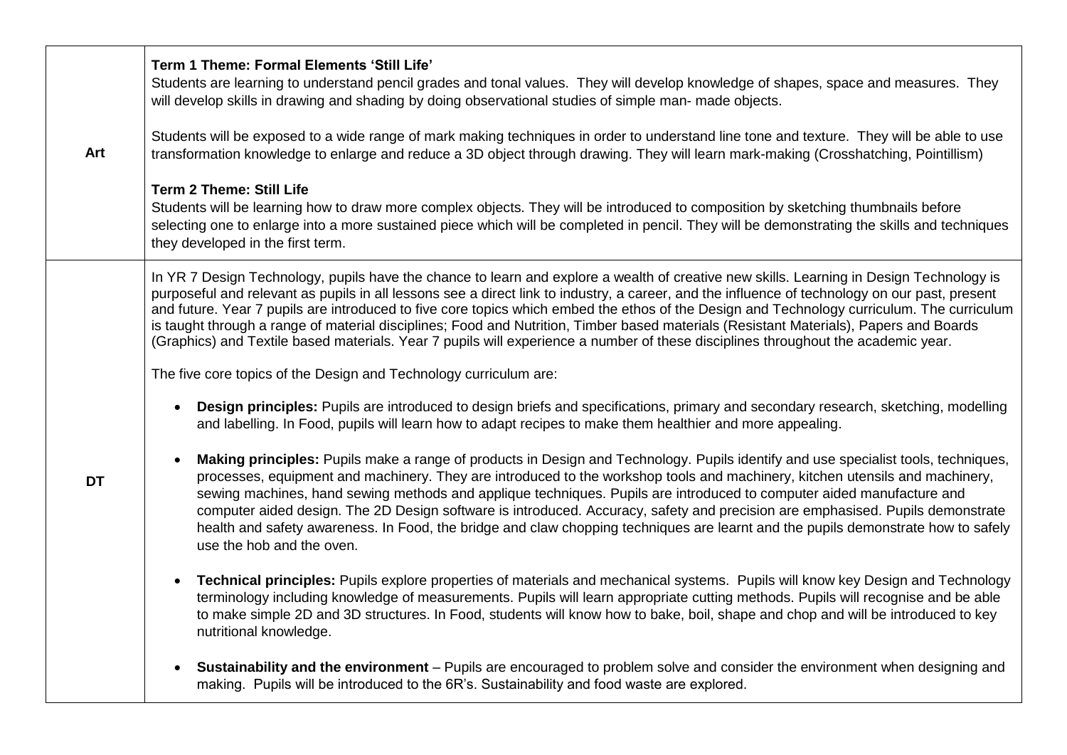| | |
|---|---|
| **Art** | **Term 1 Theme: Formal Elements 'Still Life'**<br>Students are learning to understand pencil grades and tonal values. They will develop knowledge of shapes, space and measures. They will develop skills in drawing and shading by doing observational studies of simple man- made objects.<br><br>Students will be exposed to a wide range of mark making techniques in order to understand line tone and texture. They will be able to use transformation knowledge to enlarge and reduce a 3D object through drawing. They will learn mark-making (Crosshatching, Pointillism)<br><br>**Term 2 Theme: Still Life**<br>Students will be learning how to draw more complex objects. They will be introduced to composition by sketching thumbnails before selecting one to enlarge into a more sustained piece which will be completed in pencil. They will be demonstrating the skills and techniques they developed in the first term. |
| **DT** | In YR 7 Design Technology, pupils have the chance to learn and explore a wealth of creative new skills. Learning in Design Technology is purposeful and relevant as pupils in all lessons see a direct link to industry, a career, and the influence of technology on our past, present and future. Year 7 pupils are introduced to five core topics which embed the ethos of the Design and Technology curriculum. The curriculum is taught through a range of material disciplines; Food and Nutrition, Timber based materials (Resistant Materials), Papers and Boards (Graphics) and Textile based materials. Year 7 pupils will experience a number of these disciplines throughout the academic year.<br><br>The five core topics of the Design and Technology curriculum are:<br><br>• **Design principles:** Pupils are introduced to design briefs and specifications, primary and secondary research, sketching, modelling and labelling. In Food, pupils will learn how to adapt recipes to make them healthier and more appealing.<br><br>• **Making principles:** Pupils make a range of products in Design and Technology. Pupils identify and use specialist tools, techniques, processes, equipment and machinery. They are introduced to the workshop tools and machinery, kitchen utensils and machinery, sewing machines, hand sewing methods and applique techniques. Pupils are introduced to computer aided manufacture and computer aided design. The 2D Design software is introduced. Accuracy, safety and precision are emphasised. Pupils demonstrate health and safety awareness. In Food, the bridge and claw chopping techniques are learnt and the pupils demonstrate how to safely use the hob and the oven.<br><br>• **Technical principles:** Pupils explore properties of materials and mechanical systems. Pupils will know key Design and Technology terminology including knowledge of measurements. Pupils will learn appropriate cutting methods. Pupils will recognise and be able to make simple 2D and 3D structures. In Food, students will know how to bake, boil, shape and chop and will be introduced to key nutritional knowledge.<br><br>• **Sustainability and the environment** – Pupils are encouraged to problem solve and consider the environment when designing and making. Pupils will be introduced to the 6R's. Sustainability and food waste are explored. |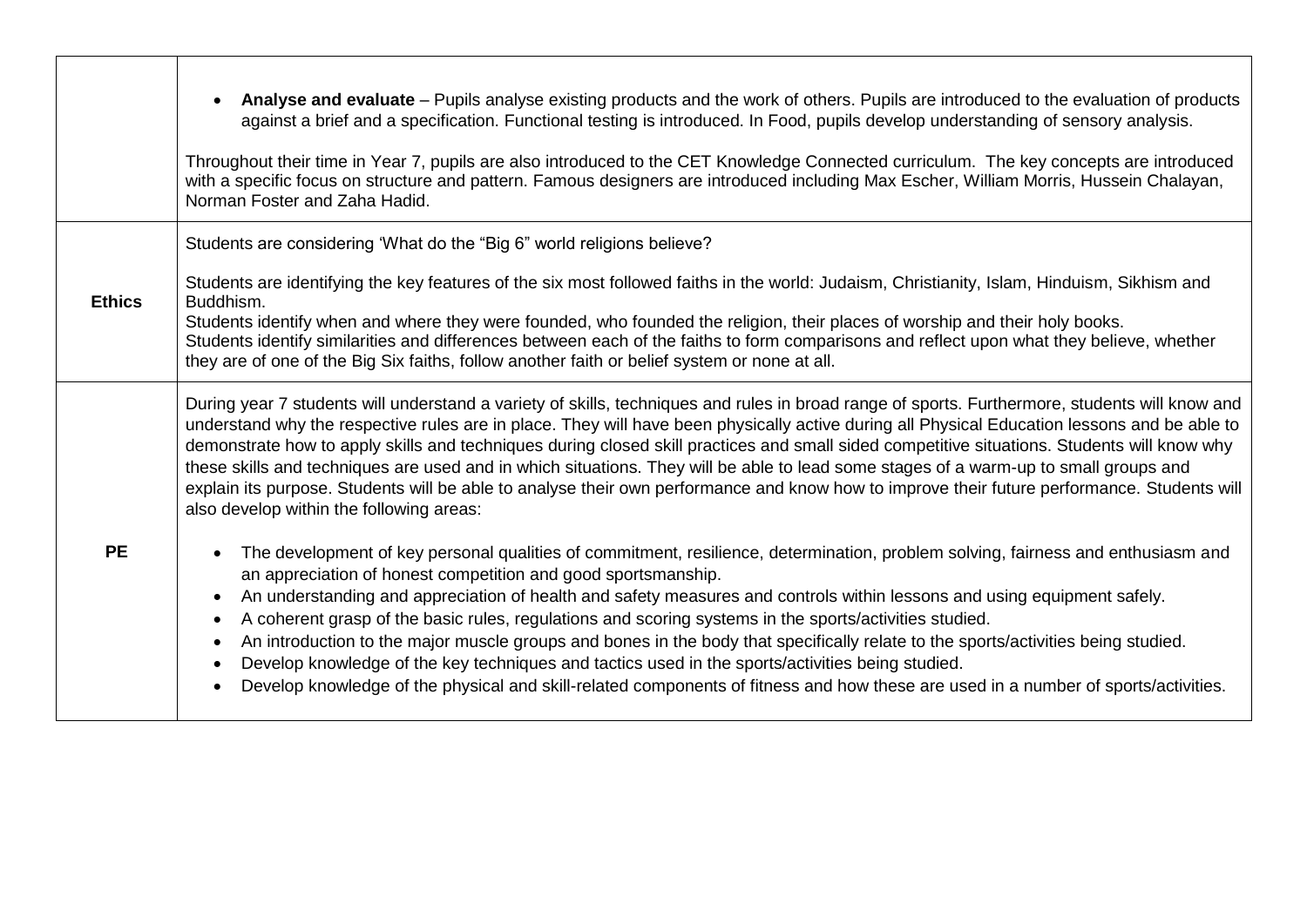| | |
|---|---|
| | • **Analyse and evaluate** – Pupils analyse existing products and the work of others. Pupils are introduced to the evaluation of products against a brief and a specification. Functional testing is introduced. In Food, pupils develop understanding of sensory analysis.<br><br>Throughout their time in Year 7, pupils are also introduced to the CET Knowledge Connected curriculum. The key concepts are introduced with a specific focus on structure and pattern. Famous designers are introduced including Max Escher, William Morris, Hussein Chalayan, Norman Foster and Zaha Hadid. |
| **Ethics** | Students are considering 'What do the "Big 6" world religions believe?<br><br>Students are identifying the key features of the six most followed faiths in the world: Judaism, Christianity, Islam, Hinduism, Sikhism and Buddhism.<br>Students identify when and where they were founded, who founded the religion, their places of worship and their holy books.<br>Students identify similarities and differences between each of the faiths to form comparisons and reflect upon what they believe, whether they are of one of the Big Six faiths, follow another faith or belief system or none at all. |
| **PE** | During year 7 students will understand a variety of skills, techniques and rules in broad range of sports. Furthermore, students will know and understand why the respective rules are in place. They will have been physically active during all Physical Education lessons and be able to demonstrate how to apply skills and techniques during closed skill practices and small sided competitive situations. Students will know why these skills and techniques are used and in which situations. They will be able to lead some stages of a warm-up to small groups and explain its purpose. Students will be able to analyse their own performance and know how to improve their future performance. Students will also develop within the following areas:<br><br>• The development of key personal qualities of commitment, resilience, determination, problem solving, fairness and enthusiasm and an appreciation of honest competition and good sportsmanship.<br>• An understanding and appreciation of health and safety measures and controls within lessons and using equipment safely.<br>• A coherent grasp of the basic rules, regulations and scoring systems in the sports/activities studied.<br>• An introduction to the major muscle groups and bones in the body that specifically relate to the sports/activities being studied.<br>• Develop knowledge of the key techniques and tactics used in the sports/activities being studied.<br>• Develop knowledge of the physical and skill-related components of fitness and how these are used in a number of sports/activities. |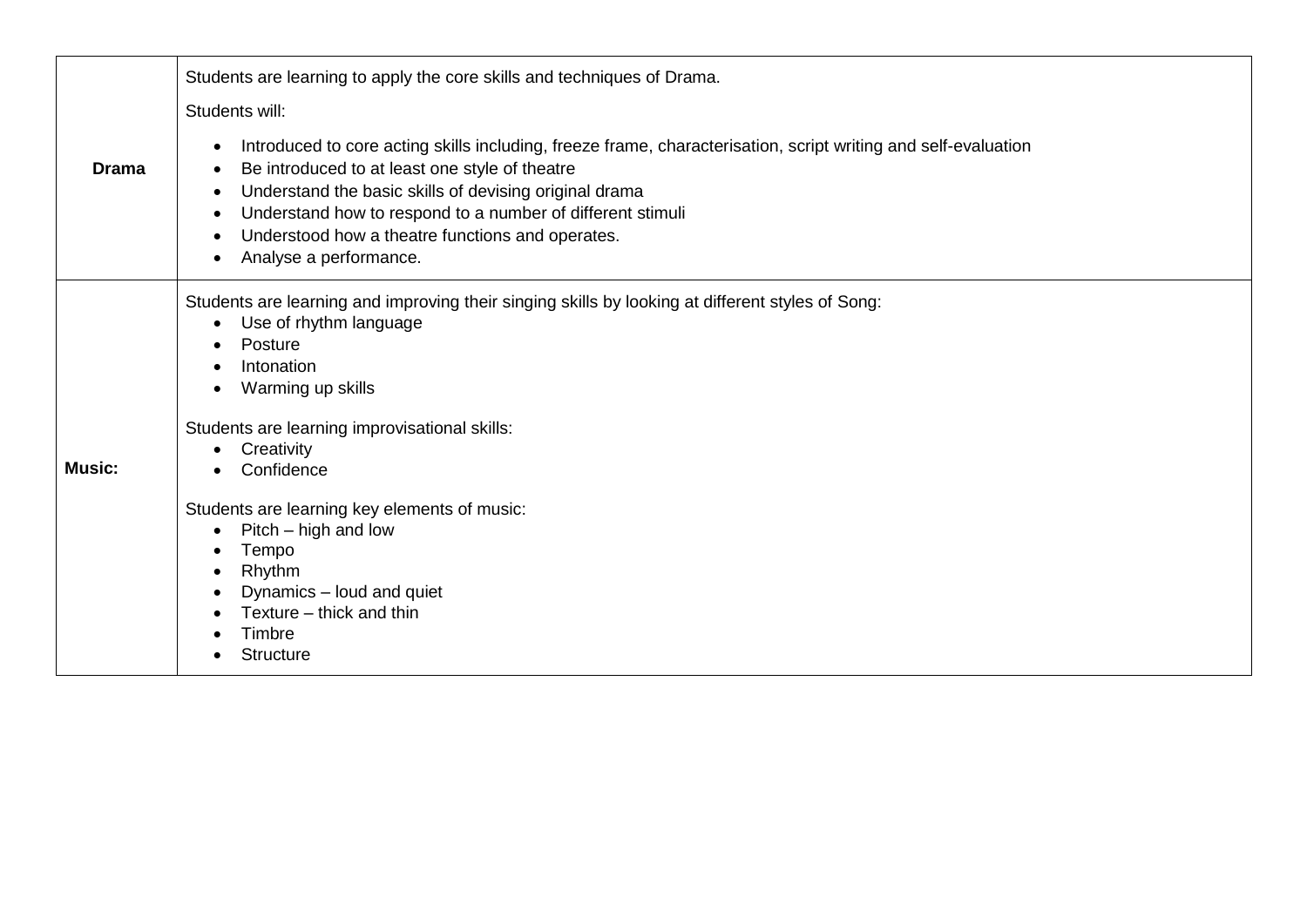| | |
|---|---|
| **Drama** | Students are learning to apply the core skills and techniques of Drama.<br><br>Students will:<br>• Introduced to core acting skills including, freeze frame, characterisation, script writing and self-evaluation<br>• Be introduced to at least one style of theatre<br>• Understand the basic skills of devising original drama<br>• Understand how to respond to a number of different stimuli<br>• Understood how a theatre functions and operates.<br>• Analyse a performance. |
| **Music:** | Students are learning and improving their singing skills by looking at different styles of Song:<br>• Use of rhythm language<br>• Posture<br>• Intonation<br>• Warming up skills<br><br>Students are learning improvisational skills:<br>• Creativity<br>• Confidence<br><br>Students are learning key elements of music:<br>• Pitch – high and low<br>• Tempo<br>• Rhythm<br>• Dynamics – loud and quiet<br>• Texture – thick and thin<br>• Timbre<br>• Structure |